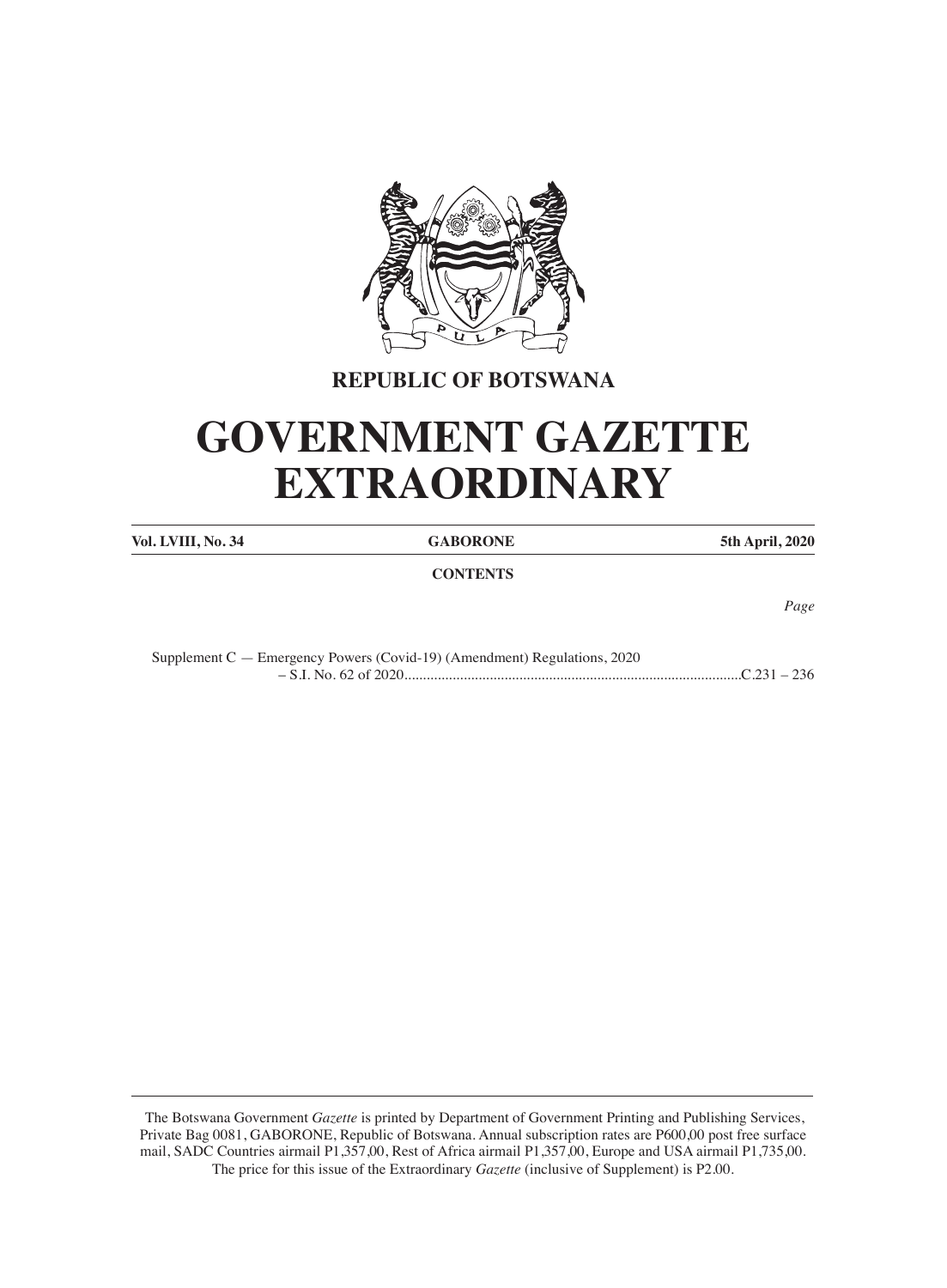**REPUBLIC OF BOTSWANA**

# GOVERNMENT GAZETTE EXTRAORDINARY

| **Vol. LVIII, No. 34** | **GABORONE** | **5th April, 2020** |
|---|---|---|

**CONTENTS**

*Page*

Supplement C — Emergency Powers (Covid-19) (Amendment) Regulations, 2020 – S.I. No. 62 of 2020............................................................................................C.231 – 236

---

The Botswana Government *Gazette* is printed by Department of Government Printing and Publishing Services, Private Bag 0081, GABORONE, Republic of Botswana. Annual subscription rates are P600,00 post free surface mail, SADC Countries airmail P1,357,00, Rest of Africa airmail P1,357,00, Europe and USA airmail P1,735,00. The price for this issue of the Extraordinary *Gazette* (inclusive of Supplement) is P2.00.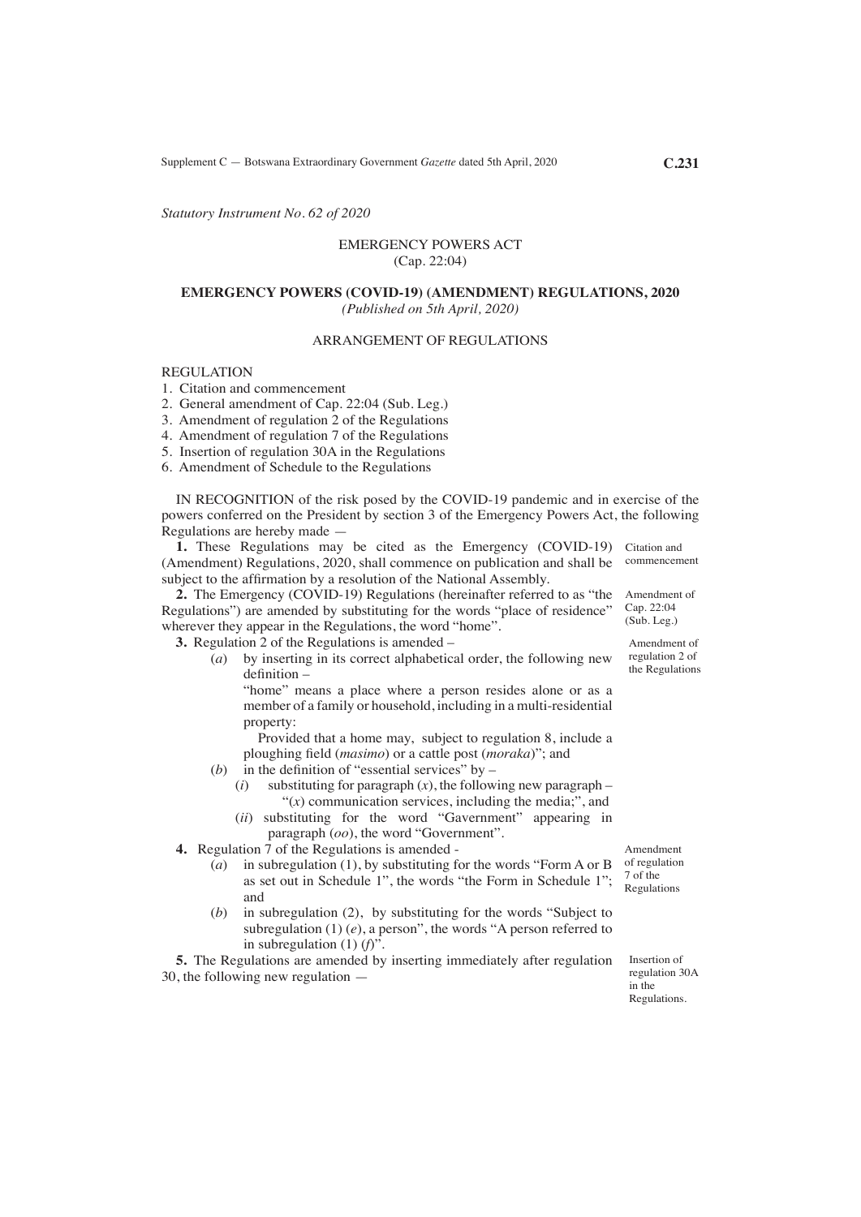*Statutory Instrument No. 62 of 2020*

EMERGENCY POWERS ACT
(Cap. 22:04)

**EMERGENCY POWERS (COVID-19) (AMENDMENT) REGULATIONS, 2020**
*(Published on 5th April, 2020)*

ARRANGEMENT OF REGULATIONS

REGULATION
1. Citation and commencement
2. General amendment of Cap. 22:04 (Sub. Leg.)
3. Amendment of regulation 2 of the Regulations
4. Amendment of regulation 7 of the Regulations
5. Insertion of regulation 30A in the Regulations
6. Amendment of Schedule to the Regulations

IN RECOGNITION of the risk posed by the COVID-19 pandemic and in exercise of the powers conferred on the President by section 3 of the Emergency Powers Act, the following Regulations are hereby made —

Citation and commencement

**1.** These Regulations may be cited as the Emergency (COVID-19) (Amendment) Regulations, 2020, shall commence on publication and shall be subject to the affirmation by a resolution of the National Assembly.

Amendment of Cap. 22:04 (Sub. Leg.)

**2.** The Emergency (COVID-19) Regulations (hereinafter referred to as "the Regulations") are amended by substituting for the words "place of residence" wherever they appear in the Regulations, the word "home".

Amendment of regulation 2 of the Regulations

**3.** Regulation 2 of the Regulations is amended –

(*a*) by inserting in its correct alphabetical order, the following new definition –

"home" means a place where a person resides alone or as a member of a family or household, including in a multi-residential property:

Provided that a home may, subject to regulation 8, include a ploughing field (*masimo*) or a cattle post (*moraka*)"; and

(*b*) in the definition of "essential services" by –

(*i*) substituting for paragraph (*x*), the following new paragraph –
"(*x*) communication services, including the media;", and

(*ii*) substituting for the word "Gavernment" appearing in paragraph (*oo*), the word "Government".

Amendment of regulation 7 of the Regulations

**4.** Regulation 7 of the Regulations is amended -

(*a*) in subregulation (1), by substituting for the words "Form A or B as set out in Schedule 1", the words "the Form in Schedule 1"; and

(*b*) in subregulation (2), by substituting for the words "Subject to subregulation (1) (*e*), a person", the words "A person referred to in subregulation (1) (*f*)".

Insertion of regulation 30A in the Regulations.

**5.** The Regulations are amended by inserting immediately after regulation 30, the following new regulation —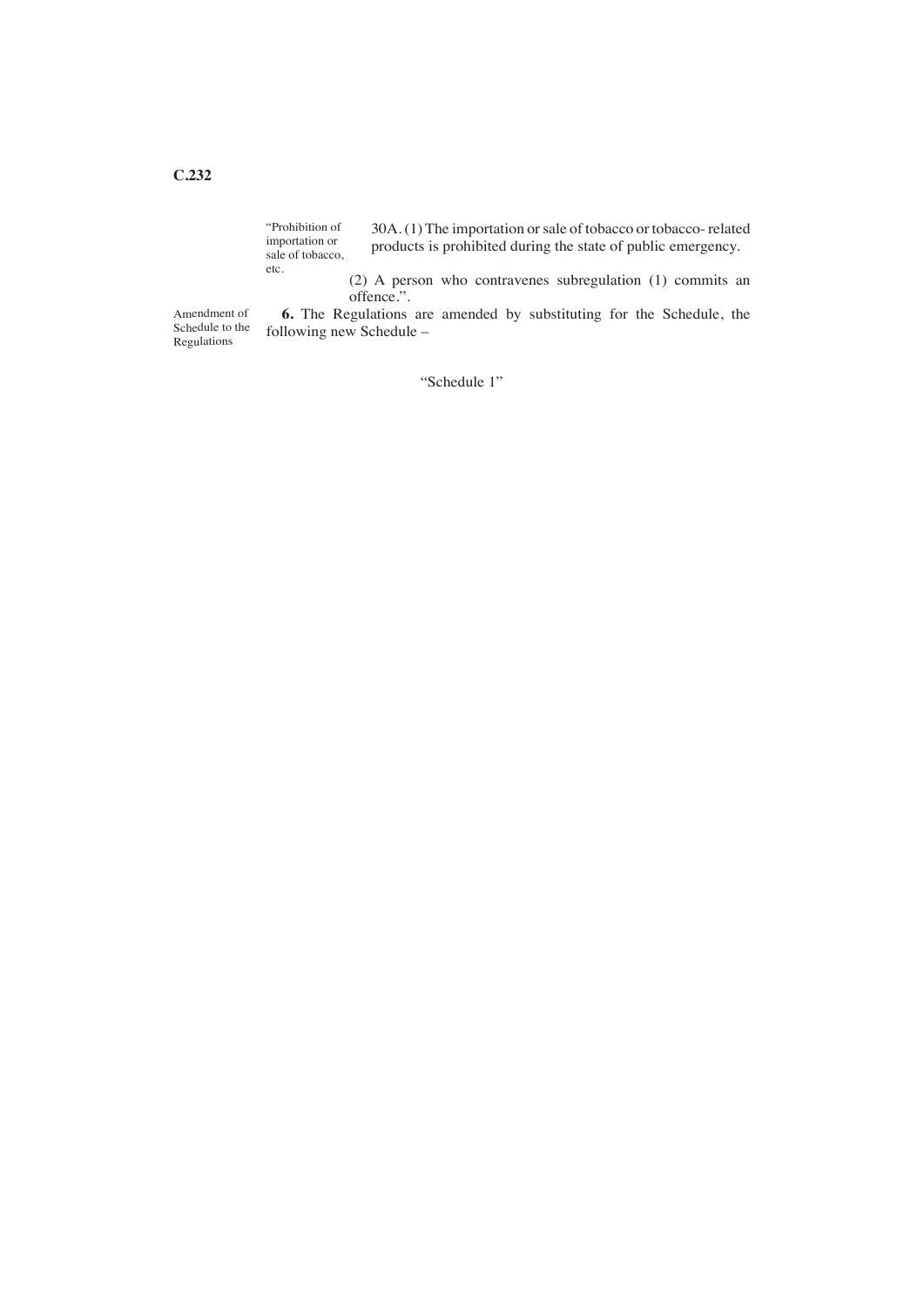"Prohibition of importation or sale of tobacco, etc.

30A. (1) The importation or sale of tobacco or tobacco- related products is prohibited during the state of public emergency.

(2) A person who contravenes subregulation (1) commits an offence.".

Amendment of Schedule to the Regulations

**6.** The Regulations are amended by substituting for the Schedule, the following new Schedule –

"Schedule 1"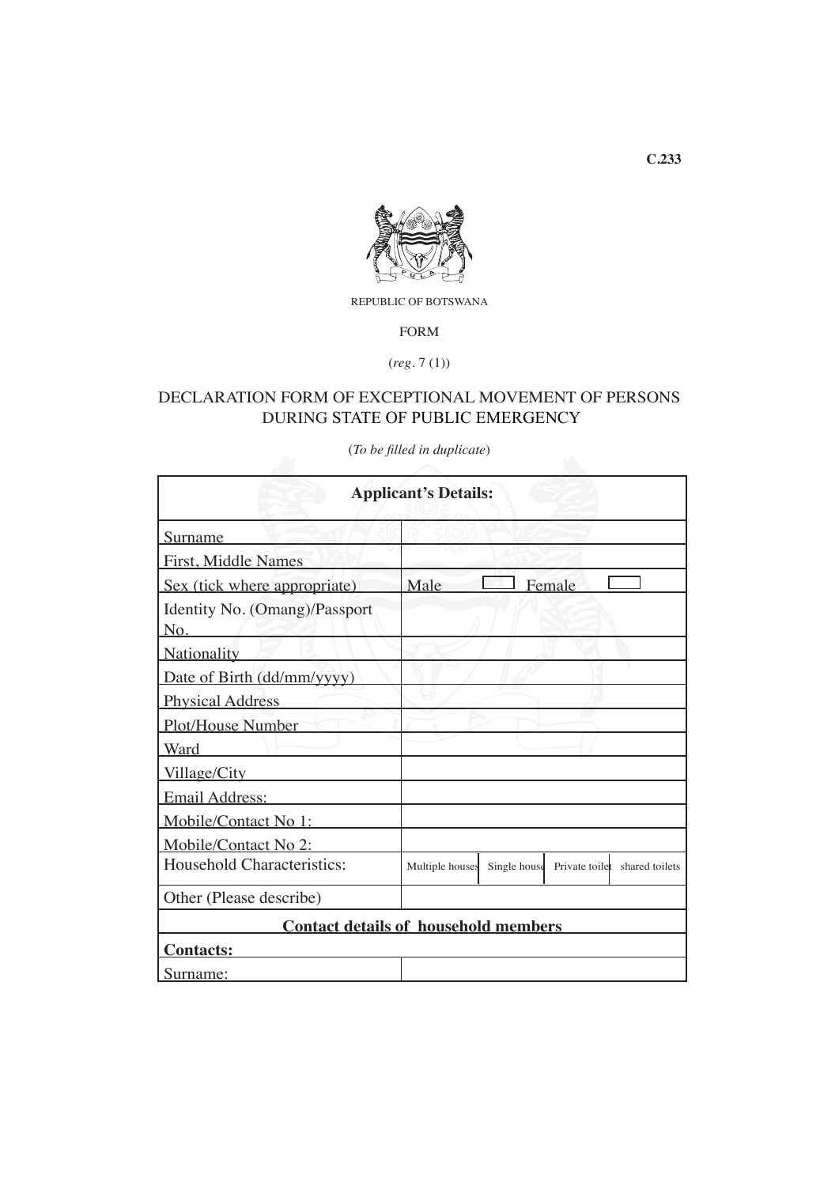C.233

REPUBLIC OF BOTSWANA

FORM

(*reg*. 7 (1))

# DECLARATION FORM OF EXCEPTIONAL MOVEMENT OF PERSONS DURING STATE OF PUBLIC EMERGENCY

(*To be filled in duplicate*)

| **Applicant's Details:** | |
|---|---|
| Surname | |
| First, Middle Names | |
| Sex (tick where appropriate) | Male ☐ Female ☐ |
| Identity No. (Omang)/Passport No. | |
| Nationality | |
| Date of Birth (dd/mm/yyyy) | |
| Physical Address | |
| Plot/House Number | |
| Ward | |
| Village/City | |
| Email Address: | |
| Mobile/Contact No 1: | |
| Mobile/Contact No 2: | |
| Household Characteristics: | Multiple houses / Single house / Private toilet / shared toilets |
| Other (Please describe) | |
| **Contact details of household members** | |
| **Contacts:** | |
| Surname: | |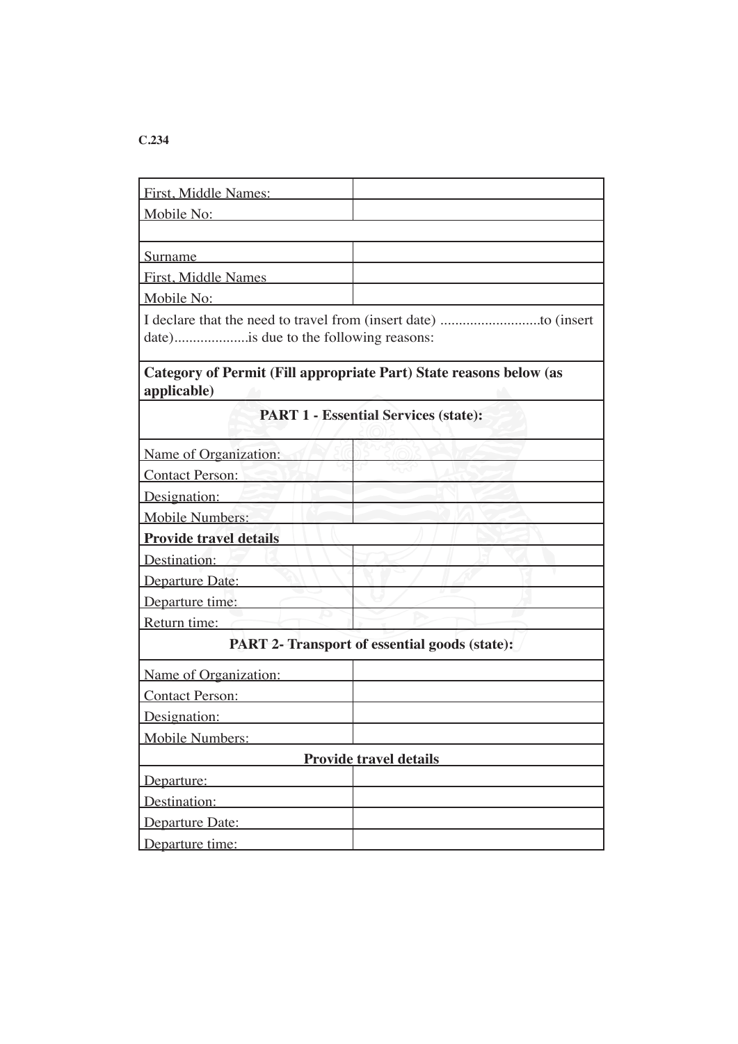C.234

| First, Middle Names: | |
|---|---|
| Mobile No: | |
| | |
| Surname | |
| First, Middle Names | |
| Mobile No: | |
| I declare that the need to travel from (insert date) ...........................to (insert date)....................is due to the following reasons: | |
| **Category of Permit (Fill appropriate Part) State reasons below (as applicable)** | |
| **PART 1 - Essential Services (state):** | |
| Name of Organization: | |
| Contact Person: | |
| Designation: | |
| Mobile Numbers: | |
| **Provide travel details** | |
| Destination: | |
| Departure Date: | |
| Departure time: | |
| Return time: | |
| **PART 2- Transport of essential goods (state):** | |
| Name of Organization: | |
| Contact Person: | |
| Designation: | |
| Mobile Numbers: | |
| **Provide travel details** | |
| Departure: | |
| Destination: | |
| Departure Date: | |
| Departure time: | |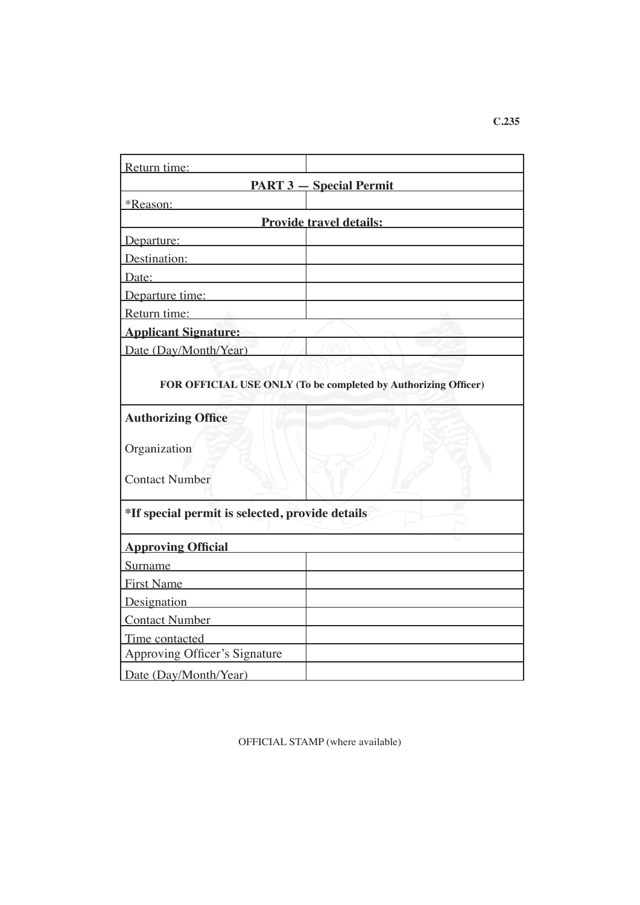C.235

| Return time: | |
|---|---|
| **PART 3 — Special Permit** | |
| *Reason: | |
| **Provide travel details:** | |
| Departure: | |
| Destination: | |
| Date: | |
| Departure time: | |
| Return time: | |
| **Applicant Signature:** | |
| Date (Day/Month/Year) | |
| **FOR OFFICIAL USE ONLY (To be completed by Authorizing Officer)** | |
| **Authorizing Office**<br><br>Organization<br><br>Contact Number | |
| ***If special permit is selected, provide details** | |
| **Approving Official** | |
| Surname | |
| First Name | |
| Designation | |
| Contact Number | |
| Time contacted | |
| Approving Officer's Signature | |
| Date (Day/Month/Year) | |

OFFICIAL STAMP (where available)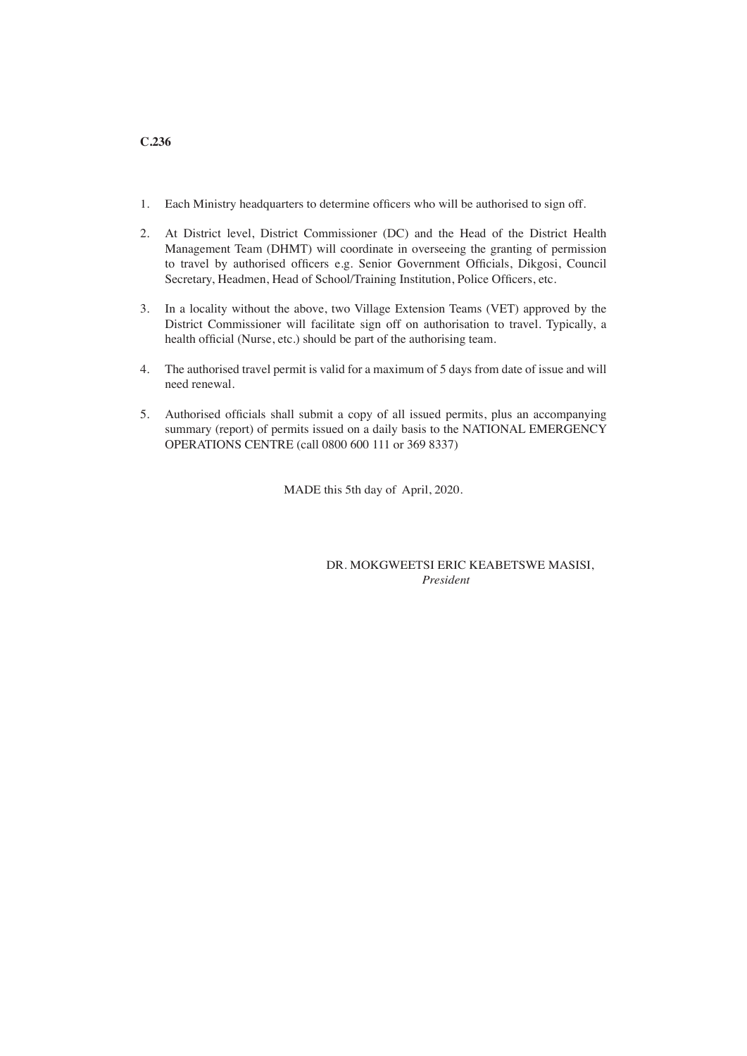C.236

1. Each Ministry headquarters to determine officers who will be authorised to sign off.

2. At District level, District Commissioner (DC) and the Head of the District Health Management Team (DHMT) will coordinate in overseeing the granting of permission to travel by authorised officers e.g. Senior Government Officials, Dikgosi, Council Secretary, Headmen, Head of School/Training Institution, Police Officers, etc.

3. In a locality without the above, two Village Extension Teams (VET) approved by the District Commissioner will facilitate sign off on authorisation to travel. Typically, a health official (Nurse, etc.) should be part of the authorising team.

4. The authorised travel permit is valid for a maximum of 5 days from date of issue and will need renewal.

5. Authorised officials shall submit a copy of all issued permits, plus an accompanying summary (report) of permits issued on a daily basis to the NATIONAL EMERGENCY OPERATIONS CENTRE (call 0800 600 111 or 369 8337)

MADE this 5th day of April, 2020.

DR. MOKGWEETSI ERIC KEABETSWE MASISI,
*President*